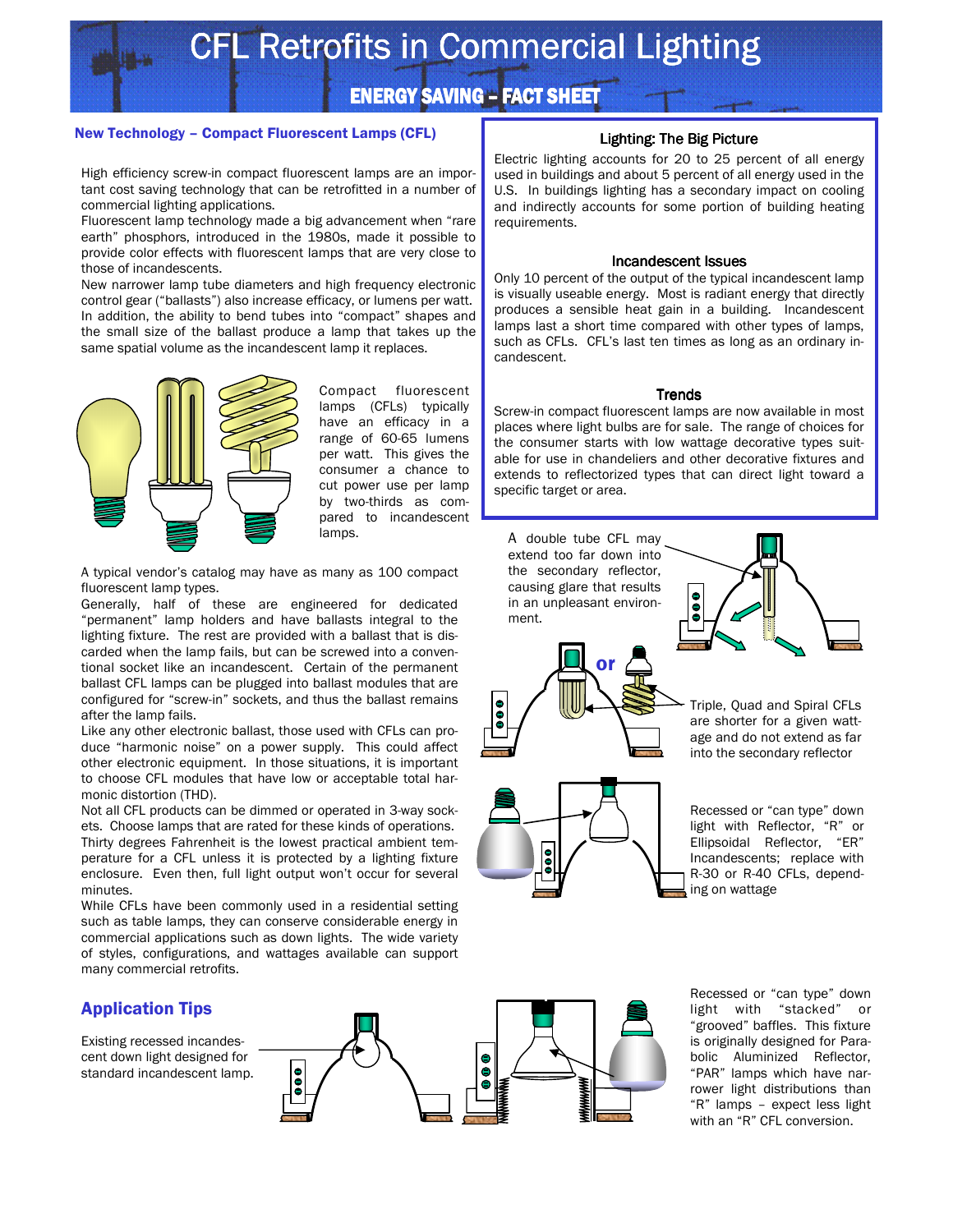# CFL Retrofits in Commercial Lighting

## ENERGY SAVING – FACT SHEET

### New Technology – Compact Fluorescent Lamps (CFL)

High efficiency screw-in compact fluorescent lamps are an important cost saving technology that can be retrofitted in a number of commercial lighting applications.

Fluorescent lamp technology made a big advancement when "rare earth" phosphors, introduced in the 1980s, made it possible to provide color effects with fluorescent lamps that are very close to those of incandescents.

New narrower lamp tube diameters and high frequency electronic control gear ("ballasts") also increase efficacy, or lumens per watt. In addition, the ability to bend tubes into "compact" shapes and the small size of the ballast produce a lamp that takes up the same spatial volume as the incandescent lamp it replaces.

Compact fluorescent lamps (CFLs) typically have an efficacy in a range of 60-65 lumens per watt. This gives the consumer a chance to cut power use per lamp by two-thirds as compared to incandescent lamps.

A typical vendor's catalog may have as many as 100 compact fluorescent lamp types.

Generally, half of these are engineered for dedicated "permanent" lamp holders and have ballasts integral to the lighting fixture. The rest are provided with a ballast that is discarded when the lamp fails, but can be screwed into a conventional socket like an incandescent. Certain of the permanent ballast CFL lamps can be plugged into ballast modules that are configured for "screw-in" sockets, and thus the ballast remains after the lamp fails.

Like any other electronic ballast, those used with CFLs can produce "harmonic noise" on a power supply. This could affect other electronic equipment. In those situations, it is important to choose CFL modules that have low or acceptable total harmonic distortion (THD).

Not all CFL products can be dimmed or operated in 3-way sockets. Choose lamps that are rated for these kinds of operations.

Thirty degrees Fahrenheit is the lowest practical ambient temperature for a CFL unless it is protected by a lighting fixture enclosure. Even then, full light output won't occur for several minutes.

While CFLs have been commonly used in a residential setting such as table lamps, they can conserve considerable energy in commercial applications such as down lights. The wide variety of styles, configurations, and wattages available can support many commercial retrofits.

### Lighting: The Big Picture

Electric lighting accounts for 20 to 25 percent of all energy used in buildings and about 5 percent of all energy used in the U.S. In buildings lighting has a secondary impact on cooling and indirectly accounts for some portion of building heating requirements.

### Incandescent Issues

Only 10 percent of the output of the typical incandescent lamp is visually useable energy. Most is radiant energy that directly produces a sensible heat gain in a building. Incandescent lamps last a short time compared with other types of lamps, such as CFLs. CFL's last ten times as long as an ordinary incandescent.

### Trends

Screw-in compact fluorescent lamps are now available in most places where light bulbs are for sale. The range of choices for the consumer starts with low wattage decorative types suitable for use in chandeliers and other decorative fixtures and extends to reflectorized types that can direct light toward a specific target or area.

## Application Tips

Existing recessed incandescent down light designed for standard incandescent lamp.

A double tube CFL may extend too far down into the secondary reflector, causing glare that results in an unpleasant environment.

or

Triple, Quad and Spiral CFLs are shorter for a given wattage and do not extend as far into the secondary reflector

Recessed or "can type" down light with Reflector, "R" or Ellipsoidal Reflector, "ER" Incandescents; replace with R-30 or R-40 CFLs, depending on wattage

Recessed or "can type" down light with "stacked" or "grooved" baffles. This fixture is originally designed for Parabolic Aluminized Reflector, "PAR" lamps which have narrower light distributions than "R" lamps – expect less light with an "R" CFL conversion.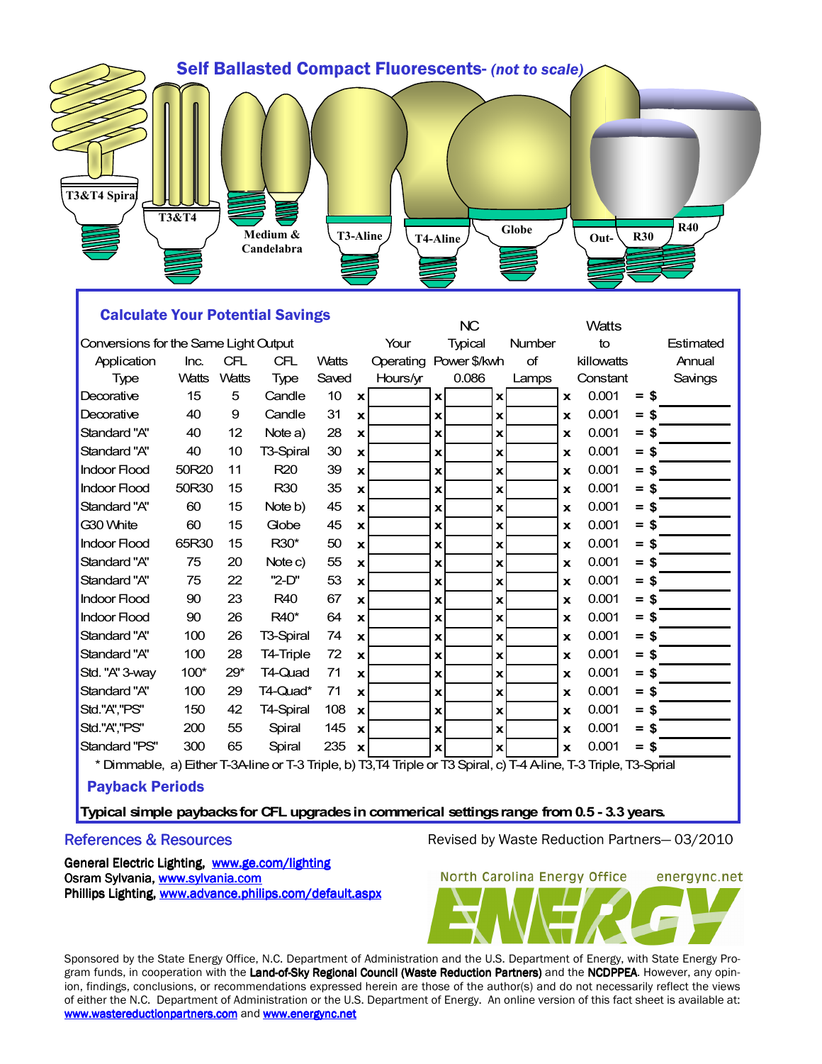## Self Ballasted Compact Fluorescents- *(not to scale)*

T3&T4 Spiral
T3&T4
Medium & Candelabra
T3-Aline
T4-Aline
Globe
Out-
R30
R40

### Calculate Your Potential Savings

Conversions for the Same Light Output

| Application Type | Inc. Watts | CFL Watts | CFL Type | Watts Saved | | Your Operating Hours/yr | | NC Typical Power $/kwh 0.086 | | Number of Lamps | | Watts to killowatts Constant | | Estimated Annual Savings |
|---|---|---|---|---|---|---|---|---|---|---|---|---|---|---|
| Decorative | 15 | 5 | Candle | 10 | x | | x | | x | | x | 0.001 | = $ | |
| Decorative | 40 | 9 | Candle | 31 | x | | x | | x | | x | 0.001 | = $ | |
| Standard "A" | 40 | 12 | Note a) | 28 | x | | x | | x | | x | 0.001 | = $ | |
| Standard "A" | 40 | 10 | T3-Spiral | 30 | x | | x | | x | | x | 0.001 | = $ | |
| Indoor Flood | 50R20 | 11 | R20 | 39 | x | | x | | x | | x | 0.001 | = $ | |
| Indoor Flood | 50R30 | 15 | R30 | 35 | x | | x | | x | | x | 0.001 | = $ | |
| Standard "A" | 60 | 15 | Note b) | 45 | x | | x | | x | | x | 0.001 | = $ | |
| G30 White | 60 | 15 | Globe | 45 | x | | x | | x | | x | 0.001 | = $ | |
| Indoor Flood | 65R30 | 15 | R30* | 50 | x | | x | | x | | x | 0.001 | = $ | |
| Standard "A" | 75 | 20 | Note c) | 55 | x | | x | | x | | x | 0.001 | = $ | |
| Standard "A" | 75 | 22 | "2-D" | 53 | x | | x | | x | | x | 0.001 | = $ | |
| Indoor Flood | 90 | 23 | R40 | 67 | x | | x | | x | | x | 0.001 | = $ | |
| Indoor Flood | 90 | 26 | R40* | 64 | x | | x | | x | | x | 0.001 | = $ | |
| Standard "A" | 100 | 26 | T3-Spiral | 74 | x | | x | | x | | x | 0.001 | = $ | |
| Standard "A" | 100 | 28 | T4-Triple | 72 | x | | x | | x | | x | 0.001 | = $ | |
| Std. "A" 3-way | 100* | 29* | T4-Quad | 71 | x | | x | | x | | x | 0.001 | = $ | |
| Standard "A" | 100 | 29 | T4-Quad* | 71 | x | | x | | x | | x | 0.001 | = $ | |
| Std."A","PS" | 150 | 42 | T4-Spiral | 108 | x | | x | | x | | x | 0.001 | = $ | |
| Std."A","PS" | 200 | 55 | Spiral | 145 | x | | x | | x | | x | 0.001 | = $ | |
| Standard "PS" | 300 | 65 | Spiral | 235 | x | | x | | x | | x | 0.001 | = $ | |

\* Dimmable, a) Either T-3A-line or T-3 Triple, b) T3,T4 Triple or T3 Spiral, c) T-4 A-line, T-3 Triple, T3-Sprial

### Payback Periods

**Typical simple paybacks for CFL upgrades in commerical settings range from 0.5 - 3.3 years.**

### References & Resources

Revised by Waste Reduction Partners— 03/2010

**General Electric Lighting,** www.ge.com/lighting
Osram Sylvania, www.sylvania.com
**Phillips Lighting,** www.advance.philips.com/default.aspx

North Carolina Energy Office energync.net
ENERGY

Sponsored by the State Energy Office, N.C. Department of Administration and the U.S. Department of Energy, with State Energy Program funds, in cooperation with the **Land-of-Sky Regional Council (Waste Reduction Partners)** and the **NCDPPEA**. However, any opinion, findings, conclusions, or recommendations expressed herein are those of the author(s) and do not necessarily reflect the views of either the N.C. Department of Administration or the U.S. Department of Energy. An online version of this fact sheet is available at: www.wastereductionpartners.com and www.energync.net